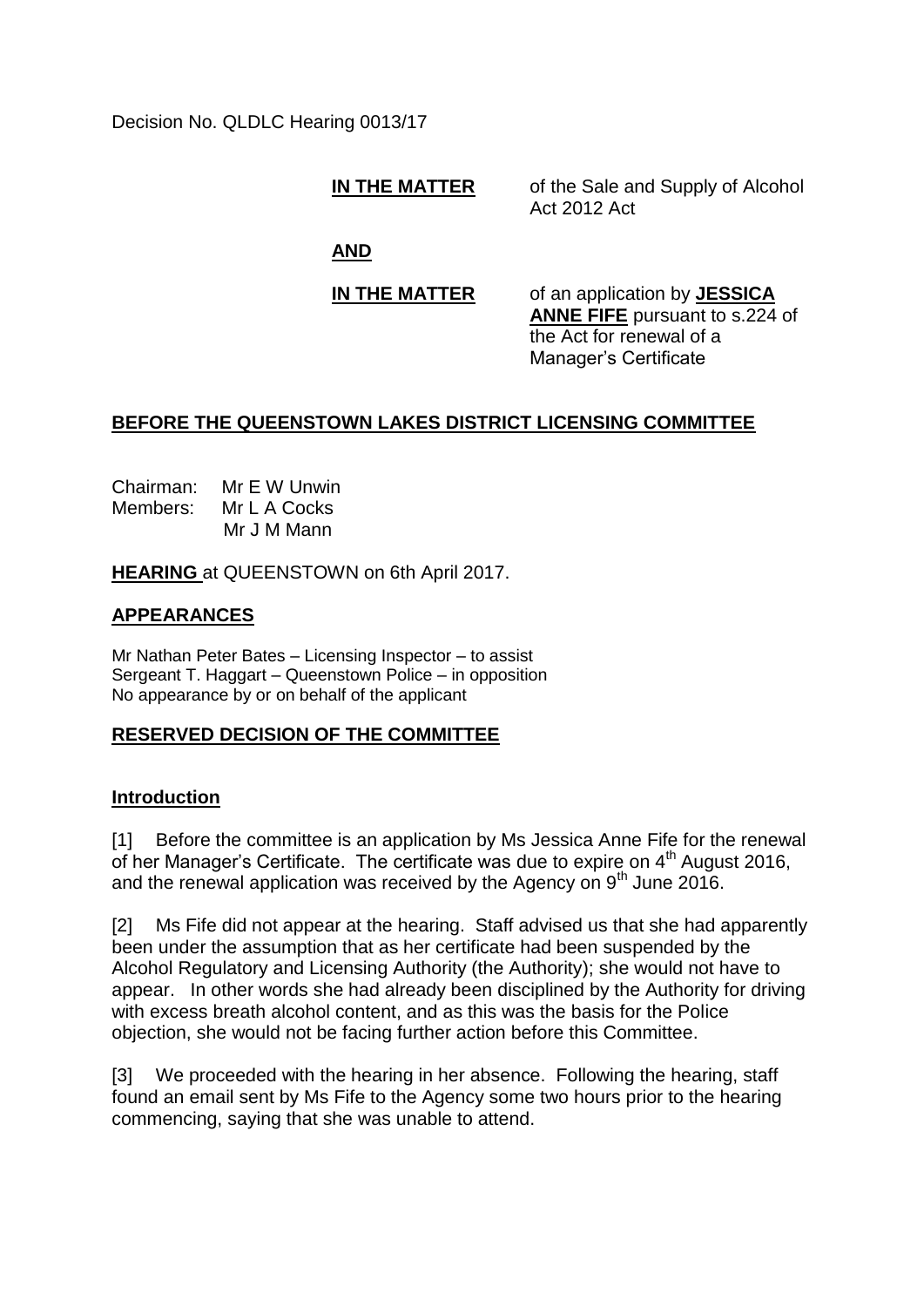Decision No. QLDLC Hearing 0013/17

**IN THE MATTER** of the Sale and Supply of Alcohol Act 2012 Act

**AND**

**IN THE MATTER** of an application by **JESSICA ANNE FIFE** pursuant to s.224 of the Act for renewal of a Manager's Certificate

## BEFORE THE QUEENSTOWN LAKES DISTRICT LICENSING COMMITTEE

Chairman: Mr E W Unwin
Members: Mr L A Cocks
Mr J M Mann

**HEARING** at QUEENSTOWN on 6th April 2017.

## APPEARANCES

Mr Nathan Peter Bates – Licensing Inspector – to assist
Sergeant T. Haggart – Queenstown Police – in opposition
No appearance by or on behalf of the applicant

## RESERVED DECISION OF THE COMMITTEE

### Introduction

[1] Before the committee is an application by Ms Jessica Anne Fife for the renewal of her Manager's Certificate. The certificate was due to expire on 4th August 2016, and the renewal application was received by the Agency on 9th June 2016.

[2] Ms Fife did not appear at the hearing. Staff advised us that she had apparently been under the assumption that as her certificate had been suspended by the Alcohol Regulatory and Licensing Authority (the Authority); she would not have to appear. In other words she had already been disciplined by the Authority for driving with excess breath alcohol content, and as this was the basis for the Police objection, she would not be facing further action before this Committee.

[3] We proceeded with the hearing in her absence. Following the hearing, staff found an email sent by Ms Fife to the Agency some two hours prior to the hearing commencing, saying that she was unable to attend.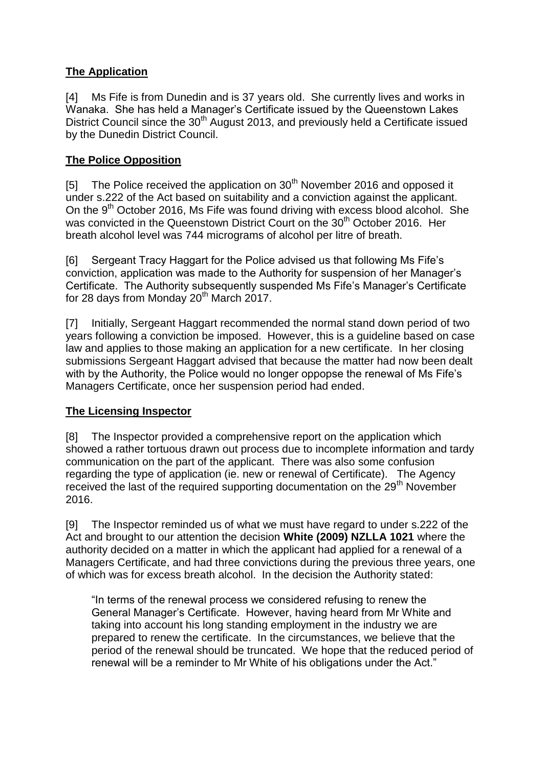## The Application

[4] Ms Fife is from Dunedin and is 37 years old. She currently lives and works in Wanaka. She has held a Manager's Certificate issued by the Queenstown Lakes District Council since the 30th August 2013, and previously held a Certificate issued by the Dunedin District Council.

## The Police Opposition

[5] The Police received the application on 30th November 2016 and opposed it under s.222 of the Act based on suitability and a conviction against the applicant. On the 9th October 2016, Ms Fife was found driving with excess blood alcohol. She was convicted in the Queenstown District Court on the 30th October 2016. Her breath alcohol level was 744 micrograms of alcohol per litre of breath.

[6] Sergeant Tracy Haggart for the Police advised us that following Ms Fife's conviction, application was made to the Authority for suspension of her Manager's Certificate. The Authority subsequently suspended Ms Fife's Manager's Certificate for 28 days from Monday 20th March 2017.

[7] Initially, Sergeant Haggart recommended the normal stand down period of two years following a conviction be imposed. However, this is a guideline based on case law and applies to those making an application for a new certificate. In her closing submissions Sergeant Haggart advised that because the matter had now been dealt with by the Authority, the Police would no longer oppopse the renewal of Ms Fife's Managers Certificate, once her suspension period had ended.

## The Licensing Inspector

[8] The Inspector provided a comprehensive report on the application which showed a rather tortuous drawn out process due to incomplete information and tardy communication on the part of the applicant. There was also some confusion regarding the type of application (ie. new or renewal of Certificate). The Agency received the last of the required supporting documentation on the 29th November 2016.

[9] The Inspector reminded us of what we must have regard to under s.222 of the Act and brought to our attention the decision **White (2009) NZLLA 1021** where the authority decided on a matter in which the applicant had applied for a renewal of a Managers Certificate, and had three convictions during the previous three years, one of which was for excess breath alcohol. In the decision the Authority stated:

> "In terms of the renewal process we considered refusing to renew the General Manager's Certificate. However, having heard from Mr White and taking into account his long standing employment in the industry we are prepared to renew the certificate. In the circumstances, we believe that the period of the renewal should be truncated. We hope that the reduced period of renewal will be a reminder to Mr White of his obligations under the Act."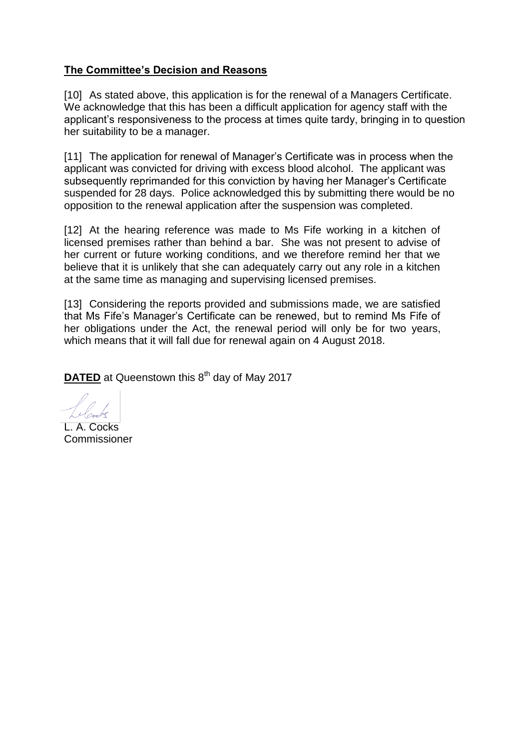## **The Committee's Decision and Reasons**

[10] As stated above, this application is for the renewal of a Managers Certificate. We acknowledge that this has been a difficult application for agency staff with the applicant's responsiveness to the process at times quite tardy, bringing in to question her suitability to be a manager.

[11] The application for renewal of Manager's Certificate was in process when the applicant was convicted for driving with excess blood alcohol. The applicant was subsequently reprimanded for this conviction by having her Manager's Certificate suspended for 28 days. Police acknowledged this by submitting there would be no opposition to the renewal application after the suspension was completed.

[12] At the hearing reference was made to Ms Fife working in a kitchen of licensed premises rather than behind a bar. She was not present to advise of her current or future working conditions, and we therefore remind her that we believe that it is unlikely that she can adequately carry out any role in a kitchen at the same time as managing and supervising licensed premises.

[13] Considering the reports provided and submissions made, we are satisfied that Ms Fife's Manager's Certificate can be renewed, but to remind Ms Fife of her obligations under the Act, the renewal period will only be for two years, which means that it will fall due for renewal again on 4 August 2018.

**DATED** at Queenstown this 8th day of May 2017

L. A. Cocks
Commissioner